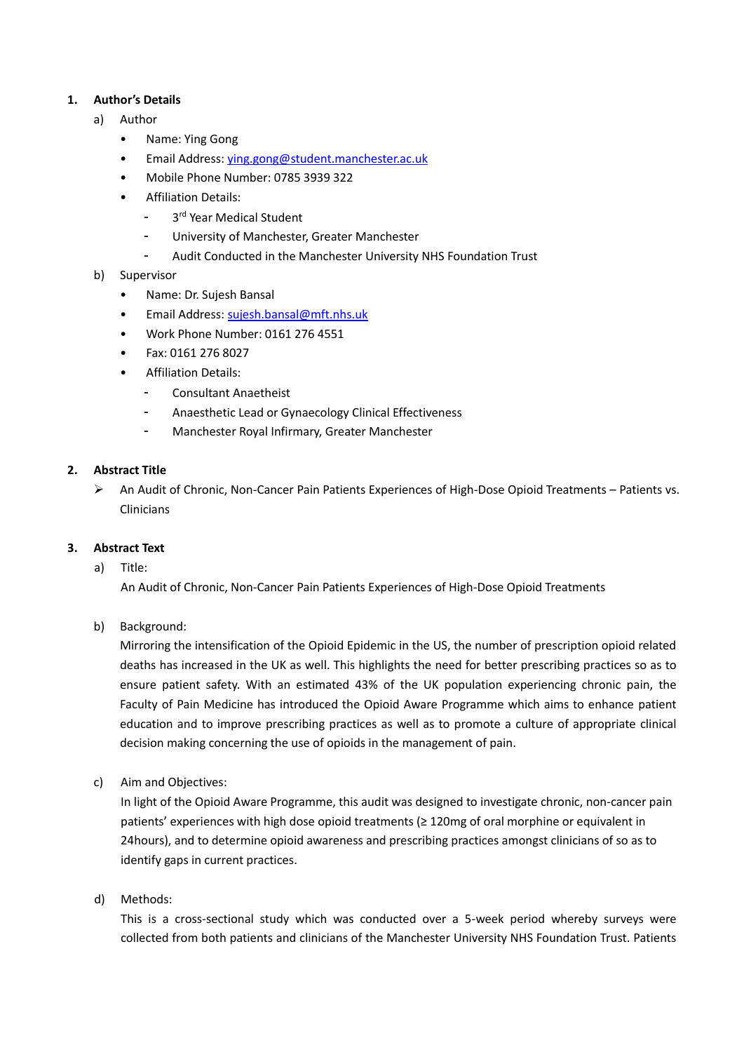1. **Author's Details**

   a) Author

   - Name: Ying Gong
   - Email Address: ying.gong@student.manchester.ac.uk
   - Mobile Phone Number: 0785 3939 322
   - Affiliation Details:
     - 3rd Year Medical Student
     - University of Manchester, Greater Manchester
     - Audit Conducted in the Manchester University NHS Foundation Trust

   b) Supervisor

   - Name: Dr. Sujesh Bansal
   - Email Address: sujesh.bansal@mft.nhs.uk
   - Work Phone Number: 0161 276 4551
   - Fax: 0161 276 8027
   - Affiliation Details:
     - Consultant Anaetheist
     - Anaesthetic Lead or Gynaecology Clinical Effectiveness
     - Manchester Royal Infirmary, Greater Manchester

2. **Abstract Title**

   ➢ An Audit of Chronic, Non-Cancer Pain Patients Experiences of High-Dose Opioid Treatments – Patients vs. Clinicians

3. **Abstract Text**

   a) Title:

   An Audit of Chronic, Non-Cancer Pain Patients Experiences of High-Dose Opioid Treatments

   b) Background:

   Mirroring the intensification of the Opioid Epidemic in the US, the number of prescription opioid related deaths has increased in the UK as well. This highlights the need for better prescribing practices so as to ensure patient safety. With an estimated 43% of the UK population experiencing chronic pain, the Faculty of Pain Medicine has introduced the Opioid Aware Programme which aims to enhance patient education and to improve prescribing practices as well as to promote a culture of appropriate clinical decision making concerning the use of opioids in the management of pain.

   c) Aim and Objectives:

   In light of the Opioid Aware Programme, this audit was designed to investigate chronic, non-cancer pain patients' experiences with high dose opioid treatments (≥ 120mg of oral morphine or equivalent in 24hours), and to determine opioid awareness and prescribing practices amongst clinicians of so as to identify gaps in current practices.

   d) Methods:

   This is a cross-sectional study which was conducted over a 5-week period whereby surveys were collected from both patients and clinicians of the Manchester University NHS Foundation Trust. Patients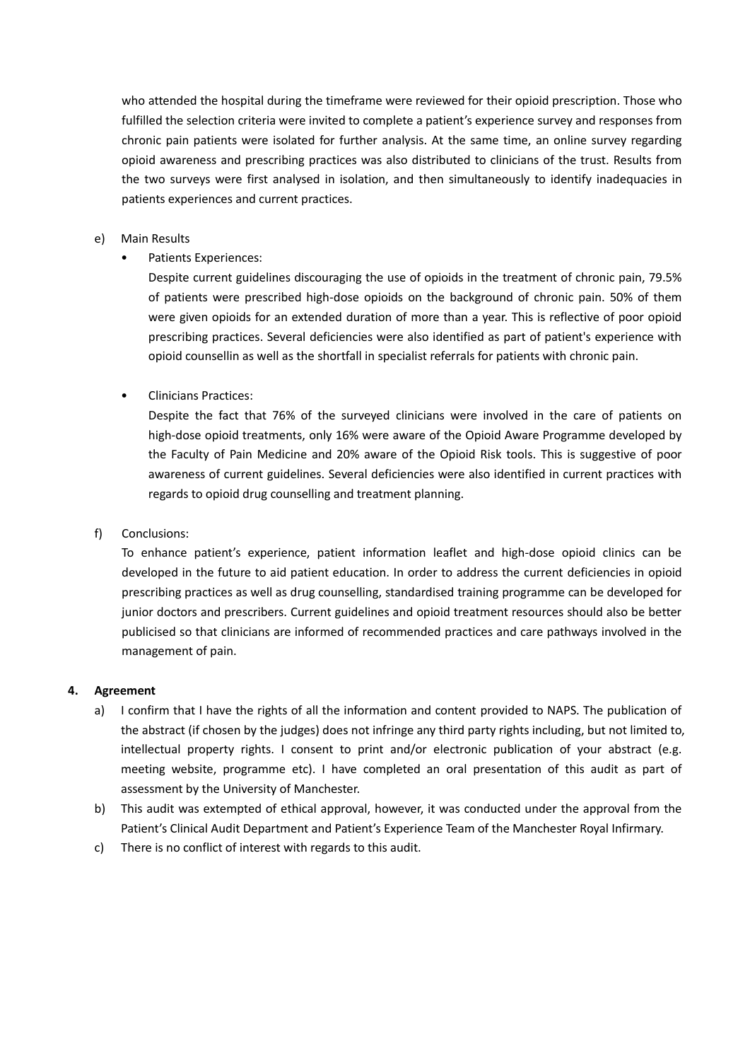who attended the hospital during the timeframe were reviewed for their opioid prescription. Those who fulfilled the selection criteria were invited to complete a patient's experience survey and responses from chronic pain patients were isolated for further analysis. At the same time, an online survey regarding opioid awareness and prescribing practices was also distributed to clinicians of the trust. Results from the two surveys were first analysed in isolation, and then simultaneously to identify inadequacies in patients experiences and current practices.

e) Main Results

- Patients Experiences:

  Despite current guidelines discouraging the use of opioids in the treatment of chronic pain, 79.5% of patients were prescribed high-dose opioids on the background of chronic pain. 50% of them were given opioids for an extended duration of more than a year. This is reflective of poor opioid prescribing practices. Several deficiencies were also identified as part of patient's experience with opioid counsellin as well as the shortfall in specialist referrals for patients with chronic pain.

- Clinicians Practices:

  Despite the fact that 76% of the surveyed clinicians were involved in the care of patients on high-dose opioid treatments, only 16% were aware of the Opioid Aware Programme developed by the Faculty of Pain Medicine and 20% aware of the Opioid Risk tools. This is suggestive of poor awareness of current guidelines. Several deficiencies were also identified in current practices with regards to opioid drug counselling and treatment planning.

f) Conclusions:

To enhance patient's experience, patient information leaflet and high-dose opioid clinics can be developed in the future to aid patient education. In order to address the current deficiencies in opioid prescribing practices as well as drug counselling, standardised training programme can be developed for junior doctors and prescribers. Current guidelines and opioid treatment resources should also be better publicised so that clinicians are informed of recommended practices and care pathways involved in the management of pain.

**4. Agreement**

a) I confirm that I have the rights of all the information and content provided to NAPS. The publication of the abstract (if chosen by the judges) does not infringe any third party rights including, but not limited to, intellectual property rights. I consent to print and/or electronic publication of your abstract (e.g. meeting website, programme etc). I have completed an oral presentation of this audit as part of assessment by the University of Manchester.

b) This audit was extempted of ethical approval, however, it was conducted under the approval from the Patient's Clinical Audit Department and Patient's Experience Team of the Manchester Royal Infirmary.

c) There is no conflict of interest with regards to this audit.